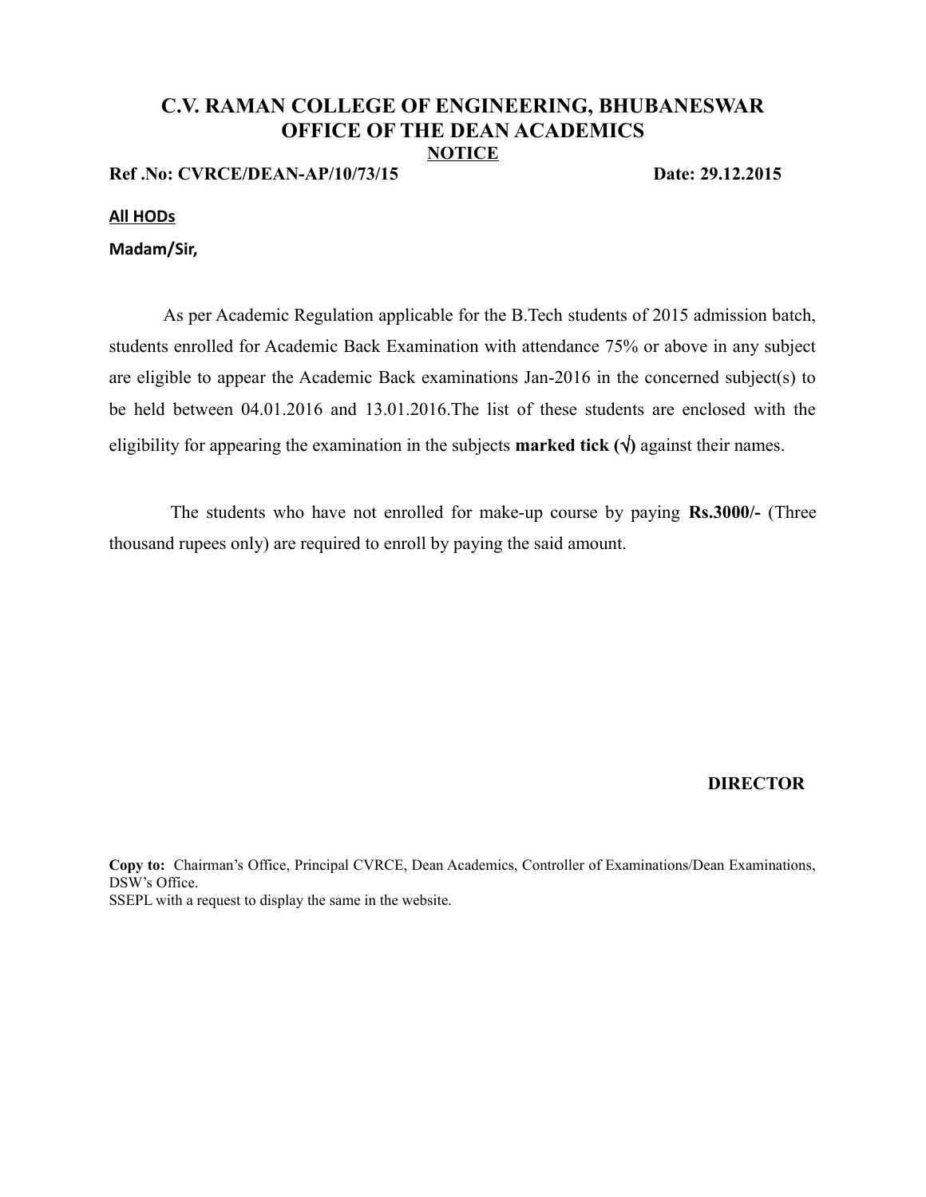# C.V. RAMAN COLLEGE OF ENGINEERING, BHUBANESWAR

## OFFICE OF THE DEAN ACADEMICS

**NOTICE**

**Ref .No: CVRCE/DEAN-AP/10/73/15** **Date: 29.12.2015**

**All HODs**

**Madam/Sir,**

As per Academic Regulation applicable for the B.Tech students of 2015 admission batch, students enrolled for Academic Back Examination with attendance 75% or above in any subject are eligible to appear the Academic Back examinations Jan-2016 in the concerned subject(s) to be held between 04.01.2016 and 13.01.2016.The list of these students are enclosed with the eligibility for appearing the examination in the subjects **marked tick (√)** against their names.

The students who have not enrolled for make-up course by paying **Rs.3000/-** (Three thousand rupees only) are required to enroll by paying the said amount.

**DIRECTOR**

**Copy to:** Chairman's Office, Principal CVRCE, Dean Academics, Controller of Examinations/Dean Examinations, DSW's Office.

SSEPL with a request to display the same in the website.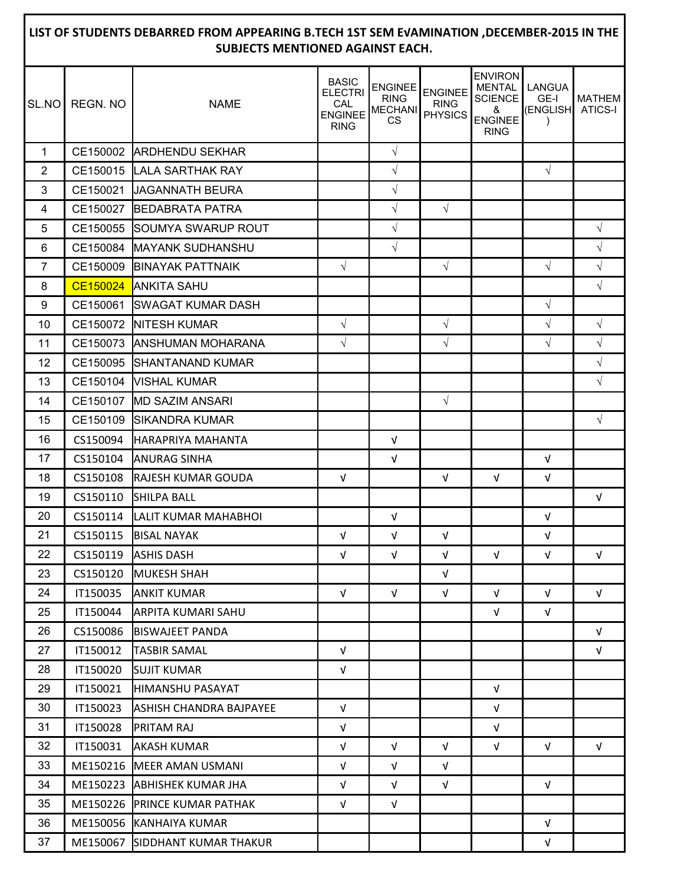**LIST OF STUDENTS DEBARRED FROM APPEARING B.TECH 1ST SEM EVAMINATION ,DECEMBER-2015 IN THE SUBJECTS MENTIONED AGAINST EACH.**

| SL.NO | REGN. NO | NAME | BASIC ELECTRICAL ENGINEERING | ENGINEERING MECHANICS | ENGINEERING PHYSICS | ENVIRONMENTAL SCIENCE & ENGINEERING | LANGUAGE-I (ENGLISH) | MATHEMATICS-I |
|---|---|---|---|---|---|---|---|---|
| 1 | CE150002 | ARDHENDU SEKHAR | | √ | | | | |
| 2 | CE150015 | LALA SARTHAK RAY | | √ | | | √ | |
| 3 | CE150021 | JAGANNATH BEURA | | √ | | | | |
| 4 | CE150027 | BEDABRATA PATRA | | √ | √ | | | |
| 5 | CE150055 | SOUMYA SWARUP ROUT | | √ | | | | √ |
| 6 | CE150084 | MAYANK SUDHANSHU | | √ | | | | √ |
| 7 | CE150009 | BINAYAK PATTNAIK | √ | | √ | | √ | √ |
| 8 | CE150024 | ANKITA SAHU | | | | | | √ |
| 9 | CE150061 | SWAGAT KUMAR DASH | | | | | √ | |
| 10 | CE150072 | NITESH KUMAR | √ | | √ | | √ | √ |
| 11 | CE150073 | ANSHUMAN MOHARANA | √ | | √ | | √ | √ |
| 12 | CE150095 | SHANTANAND KUMAR | | | | | | √ |
| 13 | CE150104 | VISHAL KUMAR | | | | | | √ |
| 14 | CE150107 | MD SAZIM ANSARI | | | √ | | | |
| 15 | CE150109 | SIKANDRA KUMAR | | | | | | √ |
| 16 | CS150094 | HARAPRIYA MAHANTA | | √ | | | | |
| 17 | CS150104 | ANURAG SINHA | | √ | | | √ | |
| 18 | CS150108 | RAJESH KUMAR GOUDA | √ | | √ | √ | √ | |
| 19 | CS150110 | SHILPA BALL | | | | | | √ |
| 20 | CS150114 | LALIT KUMAR MAHABHOI | | √ | | | √ | |
| 21 | CS150115 | BISAL NAYAK | √ | √ | √ | | √ | |
| 22 | CS150119 | ASHIS DASH | √ | √ | √ | √ | √ | √ |
| 23 | CS150120 | MUKESH SHAH | | | √ | | | |
| 24 | IT150035 | ANKIT KUMAR | √ | √ | √ | √ | √ | √ |
| 25 | IT150044 | ARPITA KUMARI SAHU | | | | √ | √ | |
| 26 | CS150086 | BISWAJEET PANDA | | | | | | √ |
| 27 | IT150012 | TASBIR SAMAL | √ | | | | | √ |
| 28 | IT150020 | SUJIT KUMAR | √ | | | | | |
| 29 | IT150021 | HIMANSHU PASAYAT | | | | √ | | |
| 30 | IT150023 | ASHISH CHANDRA BAJPAYEE | √ | | | √ | | |
| 31 | IT150028 | PRITAM RAJ | √ | | | √ | | |
| 32 | IT150031 | AKASH KUMAR | √ | √ | √ | √ | √ | √ |
| 33 | ME150216 | MEER AMAN USMANI | √ | √ | √ | | | |
| 34 | ME150223 | ABHISHEK KUMAR JHA | √ | √ | √ | | √ | |
| 35 | ME150226 | PRINCE KUMAR PATHAK | √ | √ | | | | |
| 36 | ME150056 | KANHAIYA KUMAR | | | | | √ | |
| 37 | ME150067 | SIDDHANT KUMAR THAKUR | | | | | √ | |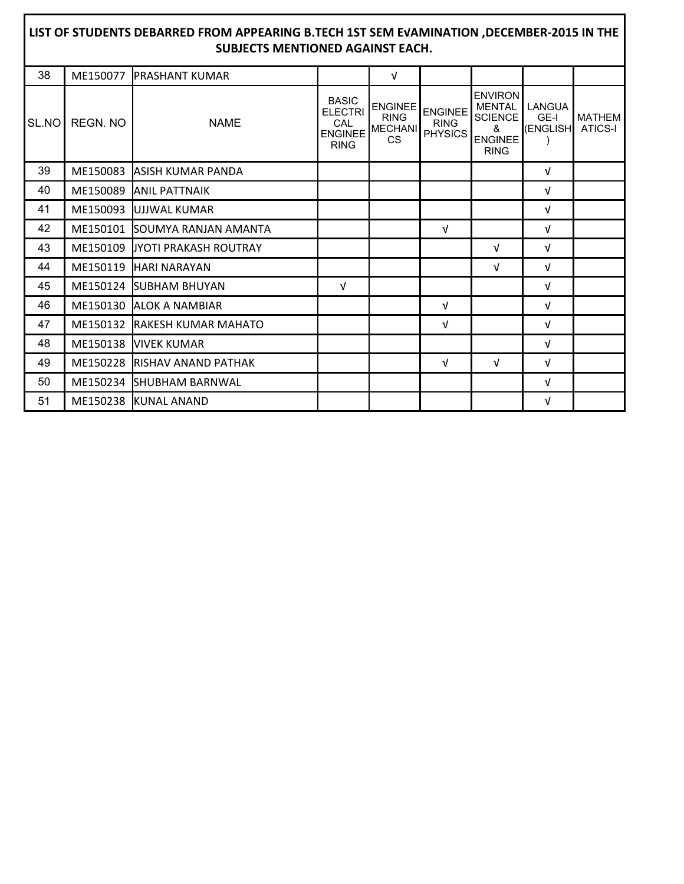# LIST OF STUDENTS DEBARRED FROM APPEARING B.TECH 1ST SEM EVAMINATION ,DECEMBER-2015 IN THE SUBJECTS MENTIONED AGAINST EACH.

| SL.NO | REGN. NO | NAME | BASIC ELECTRICAL ENGINEERING | ENGINEERING MECHANICS | ENGINEERING PHYSICS | ENVIRONMENTAL SCIENCE & ENGINEERING | LANGUAGE-I (ENGLISH) | MATHEMATICS-I |
|---|---|---|---|---|---|---|---|---|
| 38 | ME150077 | PRASHANT KUMAR | | √ | | | | |
| 39 | ME150083 | ASISH KUMAR PANDA | | | | | √ | |
| 40 | ME150089 | ANIL PATTNAIK | | | | | √ | |
| 41 | ME150093 | UJJWAL KUMAR | | | | | √ | |
| 42 | ME150101 | SOUMYA RANJAN AMANTA | | | √ | | √ | |
| 43 | ME150109 | JYOTI PRAKASH ROUTRAY | | | | √ | √ | |
| 44 | ME150119 | HARI NARAYAN | | | | √ | √ | |
| 45 | ME150124 | SUBHAM BHUYAN | √ | | | | √ | |
| 46 | ME150130 | ALOK A NAMBIAR | | | √ | | √ | |
| 47 | ME150132 | RAKESH KUMAR MAHATO | | | √ | | √ | |
| 48 | ME150138 | VIVEK KUMAR | | | | | √ | |
| 49 | ME150228 | RISHAV ANAND PATHAK | | | √ | √ | √ | |
| 50 | ME150234 | SHUBHAM BARNWAL | | | | | √ | |
| 51 | ME150238 | KUNAL ANAND | | | | | √ | |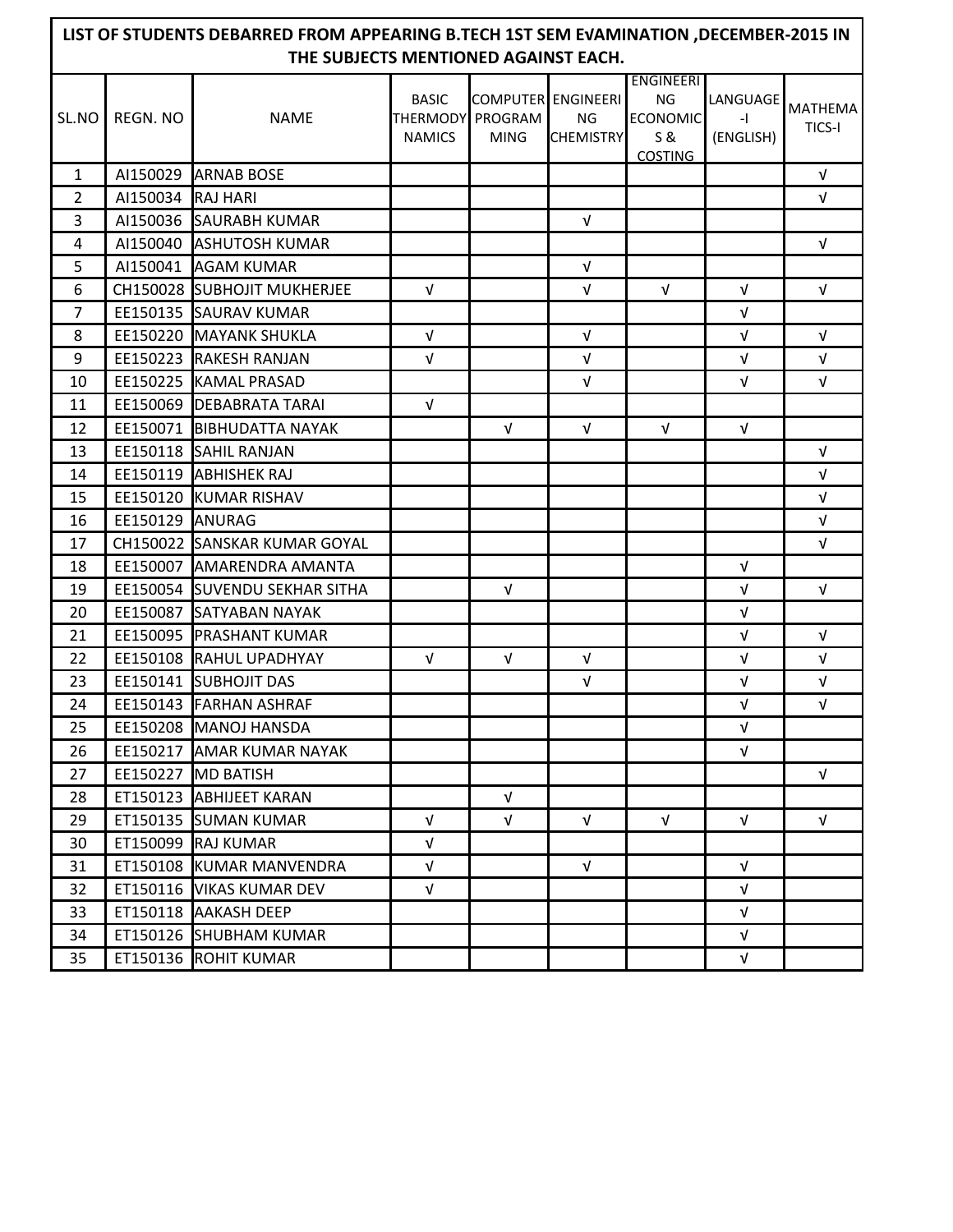# LIST OF STUDENTS DEBARRED FROM APPEARING B.TECH 1ST SEM EVAMINATION ,DECEMBER-2015 IN THE SUBJECTS MENTIONED AGAINST EACH.

| SL.NO | REGN. NO | NAME | BASIC THERMODYNAMICS | COMPUTER PROGRAMMING | ENGINEERING CHEMISTRY | ENGINEERING ECONOMICS & COSTING | LANGUAGE -I (ENGLISH) | MATHEMATICS-I |
|---|---|---|---|---|---|---|---|---|
| 1 | AI150029 | ARNAB BOSE | | | | | | √ |
| 2 | AI150034 | RAJ HARI | | | | | | √ |
| 3 | AI150036 | SAURABH KUMAR | | | √ | | | |
| 4 | AI150040 | ASHUTOSH KUMAR | | | | | | √ |
| 5 | AI150041 | AGAM KUMAR | | | √ | | | |
| 6 | CH150028 | SUBHOJIT MUKHERJEE | √ | | √ | √ | √ | √ |
| 7 | EE150135 | SAURAV KUMAR | | | | | √ | |
| 8 | EE150220 | MAYANK SHUKLA | √ | | √ | | √ | √ |
| 9 | EE150223 | RAKESH RANJAN | √ | | √ | | √ | √ |
| 10 | EE150225 | KAMAL PRASAD | | | √ | | √ | √ |
| 11 | EE150069 | DEBABRATA TARAI | √ | | | | | |
| 12 | EE150071 | BIBHUDATTA NAYAK | | √ | √ | √ | √ | |
| 13 | EE150118 | SAHIL RANJAN | | | | | | √ |
| 14 | EE150119 | ABHISHEK RAJ | | | | | | √ |
| 15 | EE150120 | KUMAR RISHAV | | | | | | √ |
| 16 | EE150129 | ANURAG | | | | | | √ |
| 17 | CH150022 | SANSKAR KUMAR GOYAL | | | | | | √ |
| 18 | EE150007 | AMARENDRA AMANTA | | | | | √ | |
| 19 | EE150054 | SUVENDU SEKHAR SITHA | | √ | | | √ | √ |
| 20 | EE150087 | SATYABAN NAYAK | | | | | √ | |
| 21 | EE150095 | PRASHANT KUMAR | | | | | √ | √ |
| 22 | EE150108 | RAHUL UPADHYAY | √ | √ | √ | | √ | √ |
| 23 | EE150141 | SUBHOJIT DAS | | | √ | | √ | √ |
| 24 | EE150143 | FARHAN ASHRAF | | | | | √ | √ |
| 25 | EE150208 | MANOJ HANSDA | | | | | √ | |
| 26 | EE150217 | AMAR KUMAR NAYAK | | | | | √ | |
| 27 | EE150227 | MD BATISH | | | | | | √ |
| 28 | ET150123 | ABHIJEET KARAN | | √ | | | | |
| 29 | ET150135 | SUMAN KUMAR | √ | √ | √ | √ | √ | √ |
| 30 | ET150099 | RAJ KUMAR | √ | | | | | |
| 31 | ET150108 | KUMAR MANVENDRA | √ | | √ | | √ | |
| 32 | ET150116 | VIKAS KUMAR DEV | √ | | | | √ | |
| 33 | ET150118 | AAKASH DEEP | | | | | √ | |
| 34 | ET150126 | SHUBHAM KUMAR | | | | | √ | |
| 35 | ET150136 | ROHIT KUMAR | | | | | √ | |